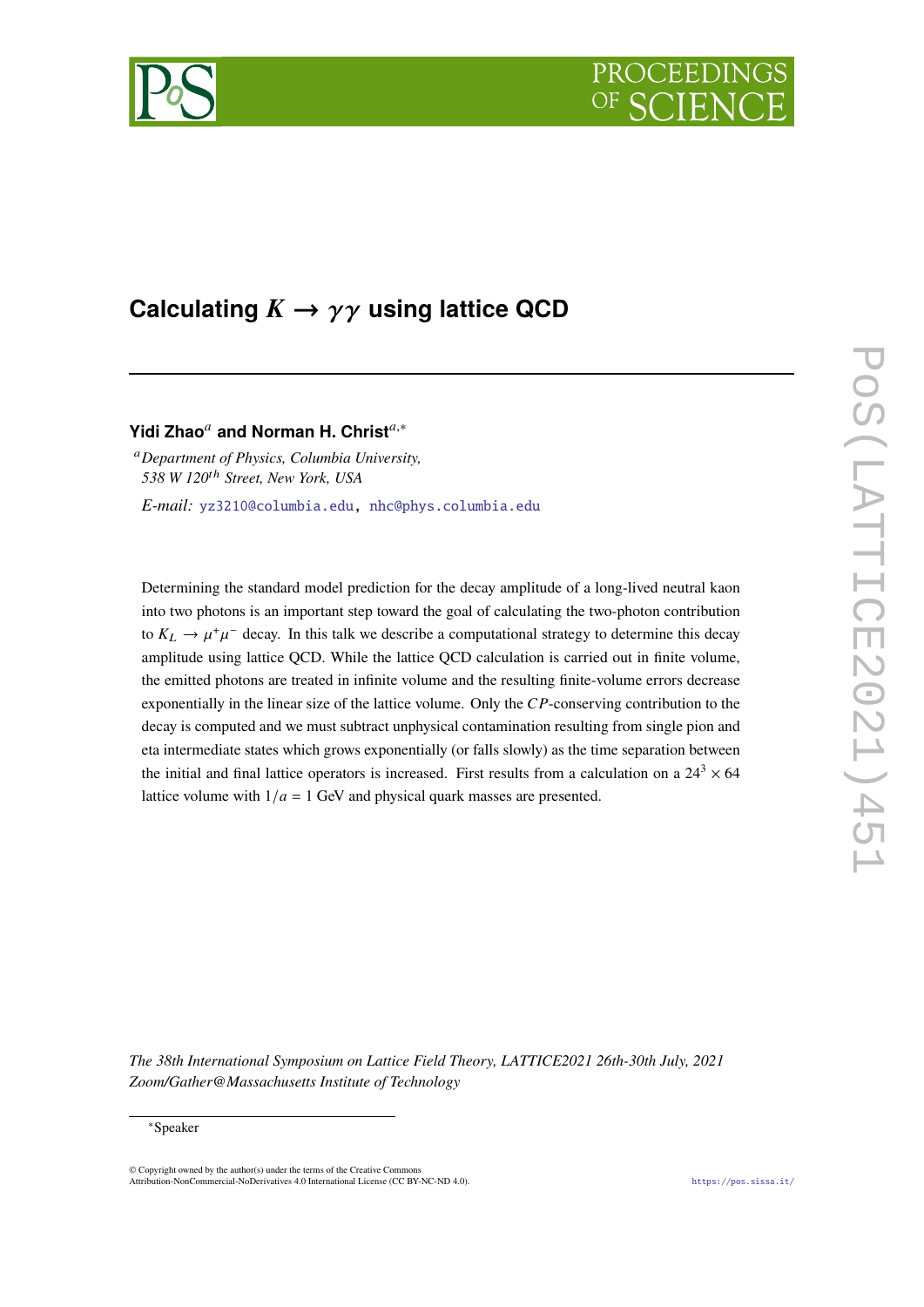# Calculating $K \to \gamma\gamma$ using lattice QCD

**Yidi Zhao**[a] **and Norman H. Christ**[a,*]

[a] *Department of Physics, Columbia University, 538 W 120*$^{th}$ *Street, New York, USA*

*E-mail:* yz3210@columbia.edu, nhc@phys.columbia.edu

Determining the standard model prediction for the decay amplitude of a long-lived neutral kaon into two photons is an important step toward the goal of calculating the two-photon contribution to $K_L \to \mu^+\mu^-$ decay. In this talk we describe a computational strategy to determine this decay amplitude using lattice QCD. While the lattice QCD calculation is carried out in finite volume, the emitted photons are treated in infinite volume and the resulting finite-volume errors decrease exponentially in the linear size of the lattice volume. Only the $CP$-conserving contribution to the decay is computed and we must subtract unphysical contamination resulting from single pion and eta intermediate states which grows exponentially (or falls slowly) as the time separation between the initial and final lattice operators is increased. First results from a calculation on a $24^3 \times 64$ lattice volume with $1/a = 1$ GeV and physical quark masses are presented.

*The 38th International Symposium on Lattice Field Theory, LATTICE2021 26th-30th July, 2021 Zoom/Gather@Massachusetts Institute of Technology*

*Speaker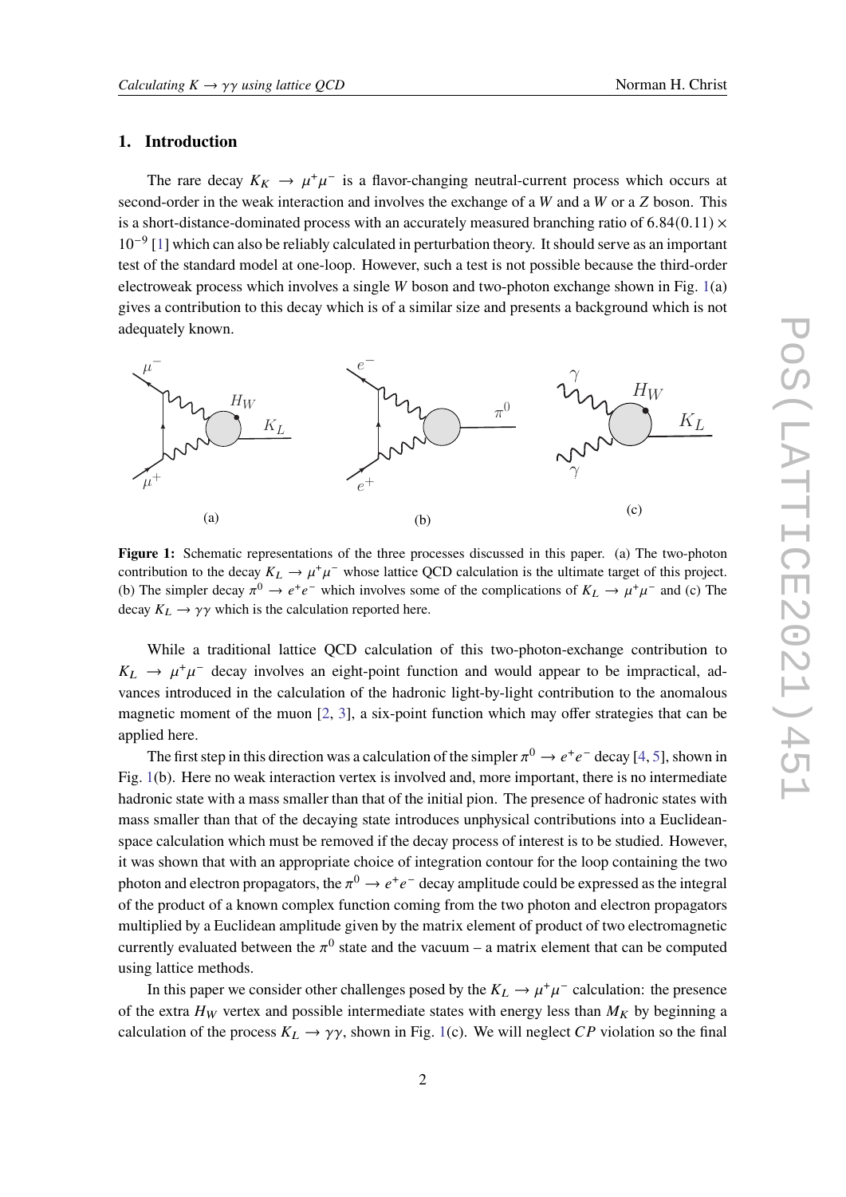## 1. Introduction

The rare decay $K_K \to \mu^+\mu^-$ is a flavor-changing neutral-current process which occurs at second-order in the weak interaction and involves the exchange of a $W$ and a $W$ or a $Z$ boson. This is a short-distance-dominated process with an accurately measured branching ratio of $6.84(0.11) \times 10^{-9}$ [1] which can also be reliably calculated in perturbation theory. It should serve as an important test of the standard model at one-loop. However, such a test is not possible because the third-order electroweak process which involves a single $W$ boson and two-photon exchange shown in Fig. 1(a) gives a contribution to this decay which is of a similar size and presents a background which is not adequately known.

**Figure 1:** Schematic representations of the three processes discussed in this paper. (a) The two-photon contribution to the decay $K_L \to \mu^+\mu^-$ whose lattice QCD calculation is the ultimate target of this project. (b) The simpler decay $\pi^0 \to e^+e^-$ which involves some of the complications of $K_L \to \mu^+\mu^-$ and (c) The decay $K_L \to \gamma\gamma$ which is the calculation reported here.

While a traditional lattice QCD calculation of this two-photon-exchange contribution to $K_L \to \mu^+\mu^-$ decay involves an eight-point function and would appear to be impractical, advances introduced in the calculation of the hadronic light-by-light contribution to the anomalous magnetic moment of the muon [2, 3], a six-point function which may offer strategies that can be applied here.

The first step in this direction was a calculation of the simpler $\pi^0 \to e^+e^-$ decay [4, 5], shown in Fig. 1(b). Here no weak interaction vertex is involved and, more important, there is no intermediate hadronic state with a mass smaller than that of the initial pion. The presence of hadronic states with mass smaller than that of the decaying state introduces unphysical contributions into a Euclidean-space calculation which must be removed if the decay process of interest is to be studied. However, it was shown that with an appropriate choice of integration contour for the loop containing the two photon and electron propagators, the $\pi^0 \to e^+e^-$ decay amplitude could be expressed as the integral of the product of a known complex function coming from the two photon and electron propagators multiplied by a Euclidean amplitude given by the matrix element of product of two electromagnetic currently evaluated between the $\pi^0$ state and the vacuum – a matrix element that can be computed using lattice methods.

In this paper we consider other challenges posed by the $K_L \to \mu^+\mu^-$ calculation: the presence of the extra $H_W$ vertex and possible intermediate states with energy less than $M_K$ by beginning a calculation of the process $K_L \to \gamma\gamma$, shown in Fig. 1(c). We will neglect $CP$ violation so the final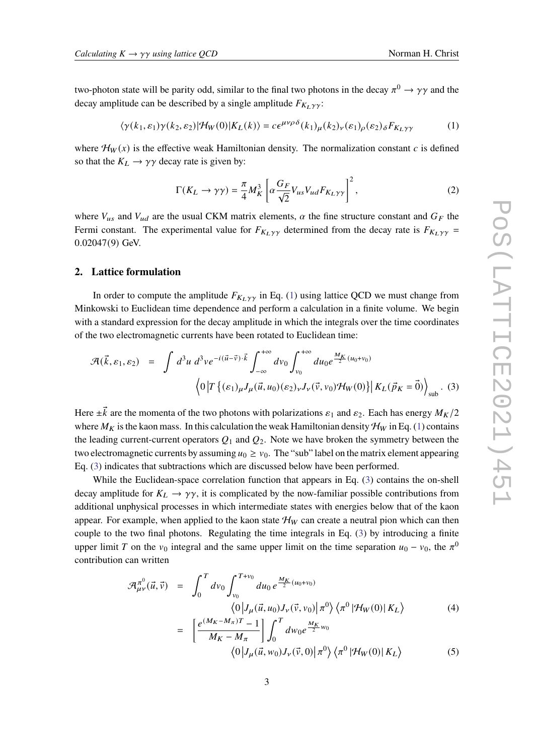two-photon state will be parity odd, similar to the final two photons in the decay $\pi^0 \to \gamma\gamma$ and the decay amplitude can be described by a single amplitude $F_{K_L\gamma\gamma}$:

$$\langle \gamma(k_1, \varepsilon_1)\gamma(k_2, \varepsilon_2)|\mathcal{H}_W(0)|K_L(k)\rangle = c\epsilon^{\mu\nu\rho\delta}(k_1)_\mu(k_2)_\nu(\varepsilon_1)_\rho(\varepsilon_2)_\delta F_{K_L\gamma\gamma} \tag{1}$$

where $\mathcal{H}_W(x)$ is the effective weak Hamiltonian density. The normalization constant $c$ is defined so that the $K_L \to \gamma\gamma$ decay rate is given by:

$$\Gamma(K_L \to \gamma\gamma) = \frac{\pi}{4}M_K^3\left[\alpha\frac{G_F}{\sqrt{2}}V_{us}V_{ud}F_{K_L\gamma\gamma}\right]^2, \tag{2}$$

where $V_{us}$ and $V_{ud}$ are the usual CKM matrix elements, $\alpha$ the fine structure constant and $G_F$ the Fermi constant. The experimental value for $F_{K_L\gamma\gamma}$ determined from the decay rate is $F_{K_L\gamma\gamma} = 0.02047(9)$ GeV.

## 2. Lattice formulation

In order to compute the amplitude $F_{K_L\gamma\gamma}$ in Eq. (1) using lattice QCD we must change from Minkowski to Euclidean time dependence and perform a calculation in a finite volume. We begin with a standard expression for the decay amplitude in which the integrals over the time coordinates of the two electromagnetic currents have been rotated to Euclidean time:

$$\begin{aligned}\mathcal{A}(\vec{k}, \varepsilon_1, \varepsilon_2) &= \int d^3u\; d^3v e^{-i(\vec{u}-\vec{v})\cdot\vec{k}}\int_{-\infty}^{+\infty}dv_0\int_{v_0}^{+\infty}du_0 e^{\frac{M_K}{2}(u_0+v_0)} \\ &\qquad \left\langle 0\left|T\left\{(\varepsilon_1)_\mu J_\mu(\vec{u}, u_0)(\varepsilon_2)_\nu J_\nu(\vec{v}, v_0)\mathcal{H}_W(0)\right\}\right|K_L(\vec{p}_K = \vec{0})\right\rangle_{\text{sub}}. \end{aligned}\tag{3}$$

Here $\pm\vec{k}$ are the momenta of the two photons with polarizations $\varepsilon_1$ and $\varepsilon_2$. Each has energy $M_K/2$ where $M_K$ is the kaon mass. In this calculation the weak Hamiltonian density $\mathcal{H}_W$ in Eq. (1) contains the leading current-current operators $Q_1$ and $Q_2$. Note we have broken the symmetry between the two electromagnetic currents by assuming $u_0 \geq v_0$. The "sub" label on the matrix element appearing Eq. (3) indicates that subtractions which are discussed below have been performed.

While the Euclidean-space correlation function that appears in Eq. (3) contains the on-shell decay amplitude for $K_L \to \gamma\gamma$, it is complicated by the now-familiar possible contributions from additional unphysical processes in which intermediate states with energies below that of the kaon appear. For example, when applied to the kaon state $\mathcal{H}_W$ can create a neutral pion which can then couple to the two final photons. Regulating the time integrals in Eq. (3) by introducing a finite upper limit $T$ on the $v_0$ integral and the same upper limit on the time separation $u_0 - v_0$, the $\pi^0$ contribution can written

$$\begin{aligned}\mathcal{A}^{\pi^0}_{\mu\nu}(\vec{u}, \vec{v}) &= \int_0^T dv_0\int_{v_0}^{T+v_0}du_0\, e^{\frac{M_K}{2}(u_0+v_0)} \\ &\qquad \left\langle 0\left|J_\mu(\vec{u}, u_0)J_\nu(\vec{v}, v_0)\right|\pi^0\right\rangle\left\langle\pi^0\left|\mathcal{H}_W(0)\right|K_L\right\rangle \end{aligned}\tag{4}$$

$$\begin{aligned}&= \left[\frac{e^{(M_K-M_\pi)T}-1}{M_K - M_\pi}\right]\int_0^T dw_0 e^{\frac{M_K}{2}w_0} \\ &\qquad \left\langle 0\left|J_\mu(\vec{u}, w_0)J_\nu(\vec{v}, 0)\right|\pi^0\right\rangle\left\langle\pi^0\left|\mathcal{H}_W(0)\right|K_L\right\rangle \end{aligned}\tag{5}$$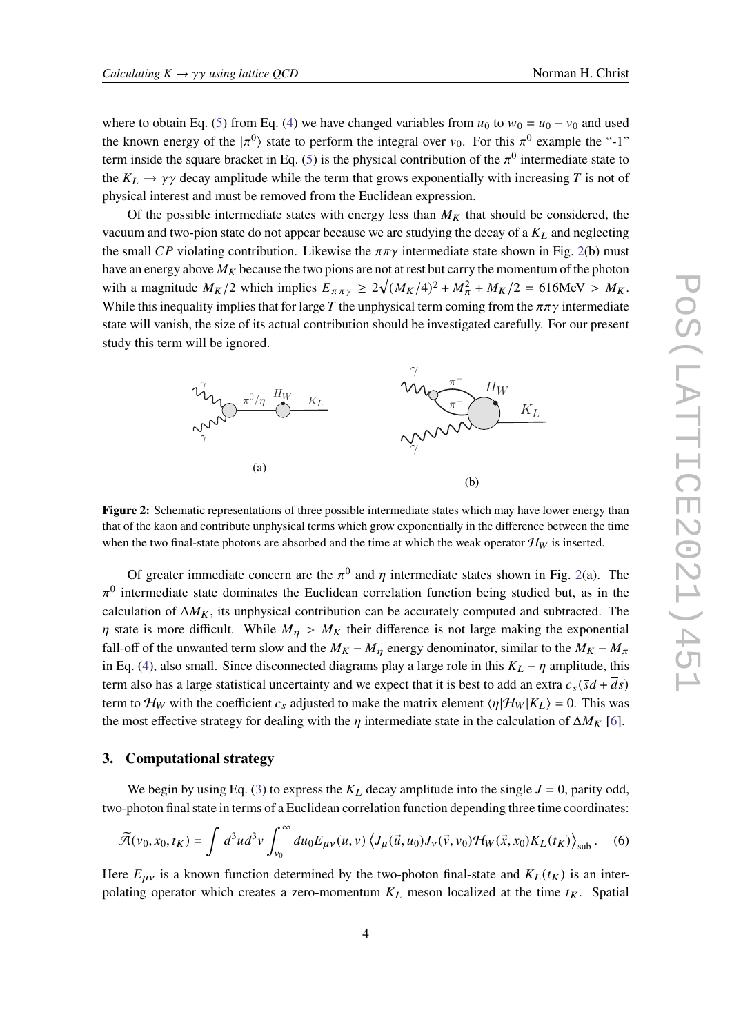where to obtain Eq. (5) from Eq. (4) we have changed variables from $u_0$ to $w_0 = u_0 - v_0$ and used the known energy of the $|\pi^0\rangle$ state to perform the integral over $v_0$. For this $\pi^0$ example the "-1" term inside the square bracket in Eq. (5) is the physical contribution of the $\pi^0$ intermediate state to the $K_L \to \gamma\gamma$ decay amplitude while the term that grows exponentially with increasing $T$ is not of physical interest and must be removed from the Euclidean expression.

Of the possible intermediate states with energy less than $M_K$ that should be considered, the vacuum and two-pion state do not appear because we are studying the decay of a $K_L$ and neglecting the small $CP$ violating contribution. Likewise the $\pi\pi\gamma$ intermediate state shown in Fig. 2(b) must have an energy above $M_K$ because the two pions are not at rest but carry the momentum of the photon with a magnitude $M_K/2$ which implies $E_{\pi\pi\gamma} \geq 2\sqrt{(M_K/4)^2 + M_\pi^2} + M_K/2 = 616\text{MeV} > M_K$. While this inequality implies that for large $T$ the unphysical term coming from the $\pi\pi\gamma$ intermediate state will vanish, the size of its actual contribution should be investigated carefully. For our present study this term will be ignored.

(a)

(b)

**Figure 2:** Schematic representations of three possible intermediate states which may have lower energy than that of the kaon and contribute unphysical terms which grow exponentially in the difference between the time when the two final-state photons are absorbed and the time at which the weak operator $\mathcal{H}_W$ is inserted.

Of greater immediate concern are the $\pi^0$ and $\eta$ intermediate states shown in Fig. 2(a). The $\pi^0$ intermediate state dominates the Euclidean correlation function being studied but, as in the calculation of $\Delta M_K$, its unphysical contribution can be accurately computed and subtracted. The $\eta$ state is more difficult. While $M_\eta > M_K$ their difference is not large making the exponential fall-off of the unwanted term slow and the $M_K - M_\eta$ energy denominator, similar to the $M_K - M_\pi$ in Eq. (4), also small. Since disconnected diagrams play a large role in this $K_L - \eta$ amplitude, this term also has a large statistical uncertainty and we expect that it is best to add an extra $c_s(\bar{s}d + \bar{d}s)$ term to $\mathcal{H}_W$ with the coefficient $c_s$ adjusted to make the matrix element $\langle\eta|\mathcal{H}_W|K_L\rangle = 0$. This was the most effective strategy for dealing with the $\eta$ intermediate state in the calculation of $\Delta M_K$ [6].

## 3. Computational strategy

We begin by using Eq. (3) to express the $K_L$ decay amplitude into the single $J = 0$, parity odd, two-photon final state in terms of a Euclidean correlation function depending three time coordinates:

$$\widetilde{\mathcal{A}}(v_0, x_0, t_K) = \int d^3u d^3v \int_{v_0}^{\infty} du_0 E_{\mu\nu}(u, v) \left\langle J_\mu(\vec{u}, u_0) J_\nu(\vec{v}, v_0) \mathcal{H}_W(\vec{x}, x_0) K_L(t_K) \right\rangle_{\text{sub}}. \quad (6)$$

Here $E_{\mu\nu}$ is a known function determined by the two-photon final-state and $K_L(t_K)$ is an interpolating operator which creates a zero-momentum $K_L$ meson localized at the time $t_K$. Spatial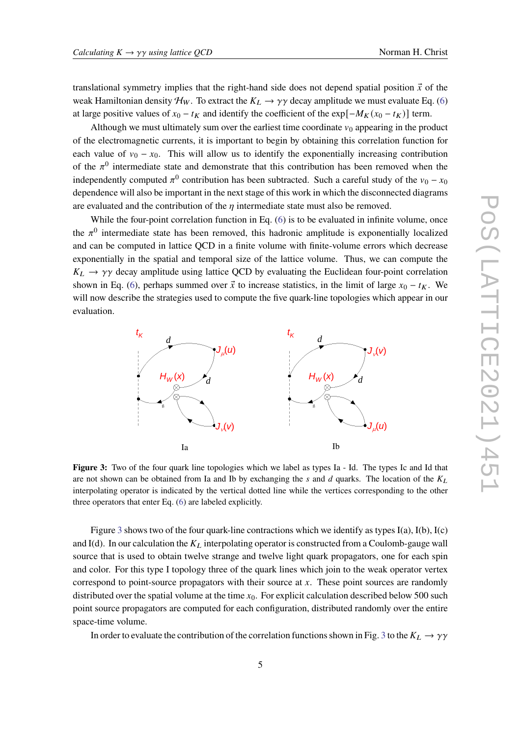translational symmetry implies that the right-hand side does not depend spatial position $\vec{x}$ of the weak Hamiltonian density $\mathcal{H}_W$. To extract the $K_L \to \gamma\gamma$ decay amplitude we must evaluate Eq. (6) at large positive values of $x_0 - t_K$ and identify the coefficient of the $\exp[-M_K(x_0 - t_K)]$ term.

Although we must ultimately sum over the earliest time coordinate $v_0$ appearing in the product of the electromagnetic currents, it is important to begin by obtaining this correlation function for each value of $v_0 - x_0$. This will allow us to identify the exponentially increasing contribution of the $\pi^0$ intermediate state and demonstrate that this contribution has been removed when the independently computed $\pi^0$ contribution has been subtracted. Such a careful study of the $v_0 - x_0$ dependence will also be important in the next stage of this work in which the disconnected diagrams are evaluated and the contribution of the $\eta$ intermediate state must also be removed.

While the four-point correlation function in Eq. (6) is to be evaluated in infinite volume, once the $\pi^0$ intermediate state has been removed, this hadronic amplitude is exponentially localized and can be computed in lattice QCD in a finite volume with finite-volume errors which decrease exponentially in the spatial and temporal size of the lattice volume. Thus, we can compute the $K_L \to \gamma\gamma$ decay amplitude using lattice QCD by evaluating the Euclidean four-point correlation shown in Eq. (6), perhaps summed over $\vec{x}$ to increase statistics, in the limit of large $x_0 - t_K$. We will now describe the strategies used to compute the five quark-line topologies which appear in our evaluation.

**Figure 3:** Two of the four quark line topologies which we label as types Ia - Id. The types Ic and Id that are not shown can be obtained from Ia and Ib by exchanging the $s$ and $d$ quarks. The location of the $K_L$ interpolating operator is indicated by the vertical dotted line while the vertices corresponding to the other three operators that enter Eq. (6) are labeled explicitly.

Figure 3 shows two of the four quark-line contractions which we identify as types I(a), I(b), I(c) and I(d). In our calculation the $K_L$ interpolating operator is constructed from a Coulomb-gauge wall source that is used to obtain twelve strange and twelve light quark propagators, one for each spin and color. For this type I topology three of the quark lines which join to the weak operator vertex correspond to point-source propagators with their source at $x$. These point sources are randomly distributed over the spatial volume at the time $x_0$. For explicit calculation described below 500 such point source propagators are computed for each configuration, distributed randomly over the entire space-time volume.

In order to evaluate the contribution of the correlation functions shown in Fig. 3 to the $K_L \to \gamma\gamma$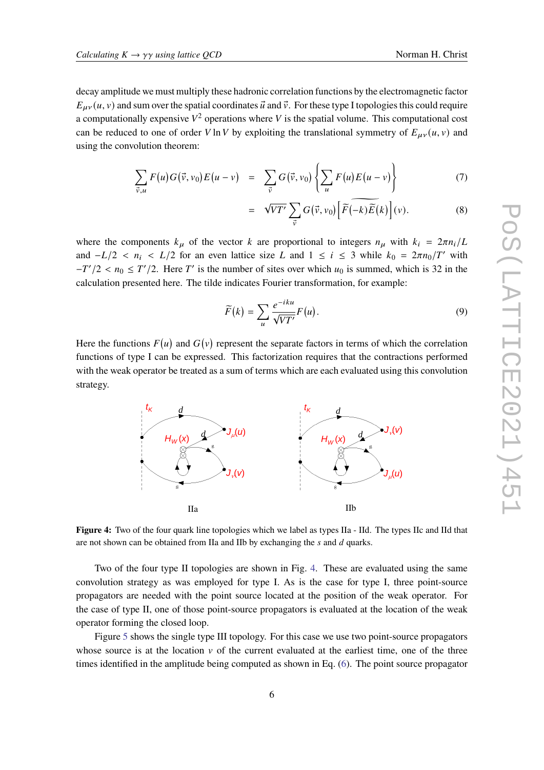decay amplitude we must multiply these hadronic correlation functions by the electromagnetic factor $E_{\mu\nu}(u,v)$ and sum over the spatial coordinates $\vec{u}$ and $\vec{v}$. For these type I topologies this could require a computationally expensive $V^2$ operations where $V$ is the spatial volume. This computational cost can be reduced to one of order $V\ln V$ by exploiting the translational symmetry of $E_{\mu\nu}(u,v)$ and using the convolution theorem:

$$\sum_{\vec{v},u} F(u) G(\vec{v},v_0) E(u-v) = \sum_{\vec{v}} G(\vec{v},v_0) \left\{ \sum_u F(u) E(u-v) \right\} \tag{7}$$

$$= \sqrt{VT'} \sum_{\vec{v}} G(\vec{v},v_0) \left[ \widetilde{\widetilde{F}(-k)\widetilde{E}(k)} \right](v). \tag{8}$$

where the components $k_\mu$ of the vector $k$ are proportional to integers $n_\mu$ with $k_i = 2\pi n_i/L$ and $-L/2 < n_i < L/2$ for an even lattice size $L$ and $1 \le i \le 3$ while $k_0 = 2\pi n_0/T'$ with $-T'/2 < n_0 \le T'/2$. Here $T'$ is the number of sites over which $u_0$ is summed, which is 32 in the calculation presented here. The tilde indicates Fourier transformation, for example:

$$\widetilde{F}(k) = \sum_u \frac{e^{-iku}}{\sqrt{VT'}} F(u). \tag{9}$$

Here the functions $F(u)$ and $G(v)$ represent the separate factors in terms of which the correlation functions of type I can be expressed. This factorization requires that the contractions performed with the weak operator be treated as a sum of terms which are each evaluated using this convolution strategy.

**Figure 4:** Two of the four quark line topologies which we label as types IIa - IId. The types IIc and IId that are not shown can be obtained from IIa and IIb by exchanging the $s$ and $d$ quarks.

Two of the four type II topologies are shown in Fig. 4. These are evaluated using the same convolution strategy as was employed for type I. As is the case for type I, three point-source propagators are needed with the point source located at the position of the weak operator. For the case of type II, one of those point-source propagators is evaluated at the location of the weak operator forming the closed loop.

Figure 5 shows the single type III topology. For this case we use two point-source propagators whose source is at the location $v$ of the current evaluated at the earliest time, one of the three times identified in the amplitude being computed as shown in Eq. (6). The point source propagator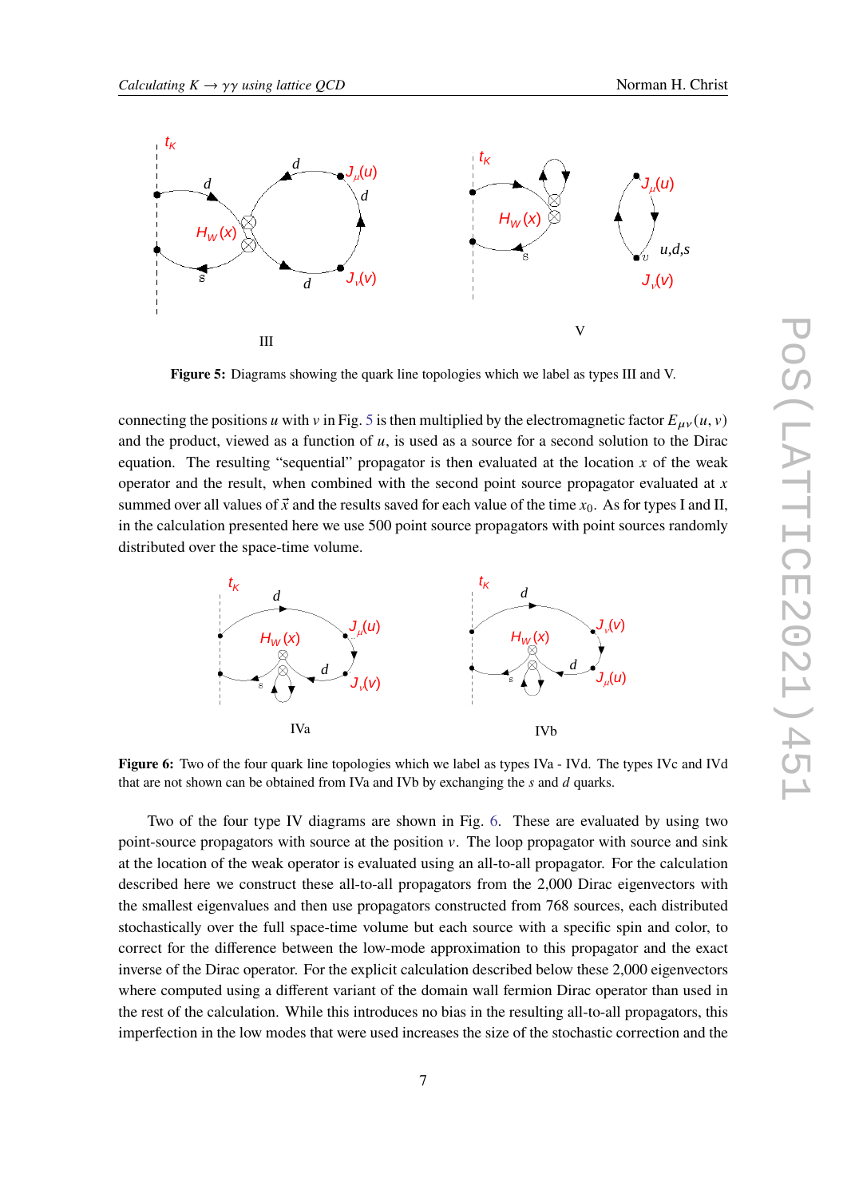**Figure 5:** Diagrams showing the quark line topologies which we label as types III and V.

connecting the positions $u$ with $v$ in Fig. 5 is then multiplied by the electromagnetic factor $E_{\mu\nu}(u,v)$ and the product, viewed as a function of $u$, is used as a source for a second solution to the Dirac equation. The resulting "sequential" propagator is then evaluated at the location $x$ of the weak operator and the result, when combined with the second point source propagator evaluated at $x$ summed over all values of $\vec{x}$ and the results saved for each value of the time $x_0$. As for types I and II, in the calculation presented here we use 500 point source propagators with point sources randomly distributed over the space-time volume.

**Figure 6:** Two of the four quark line topologies which we label as types IVa - IVd. The types IVc and IVd that are not shown can be obtained from IVa and IVb by exchanging the $s$ and $d$ quarks.

Two of the four type IV diagrams are shown in Fig. 6. These are evaluated by using two point-source propagators with source at the position $v$. The loop propagator with source and sink at the location of the weak operator is evaluated using an all-to-all propagator. For the calculation described here we construct these all-to-all propagators from the 2,000 Dirac eigenvectors with the smallest eigenvalues and then use propagators constructed from 768 sources, each distributed stochastically over the full space-time volume but each source with a specific spin and color, to correct for the difference between the low-mode approximation to this propagator and the exact inverse of the Dirac operator. For the explicit calculation described below these 2,000 eigenvectors where computed using a different variant of the domain wall fermion Dirac operator than used in the rest of the calculation. While this introduces no bias in the resulting all-to-all propagators, this imperfection in the low modes that were used increases the size of the stochastic correction and the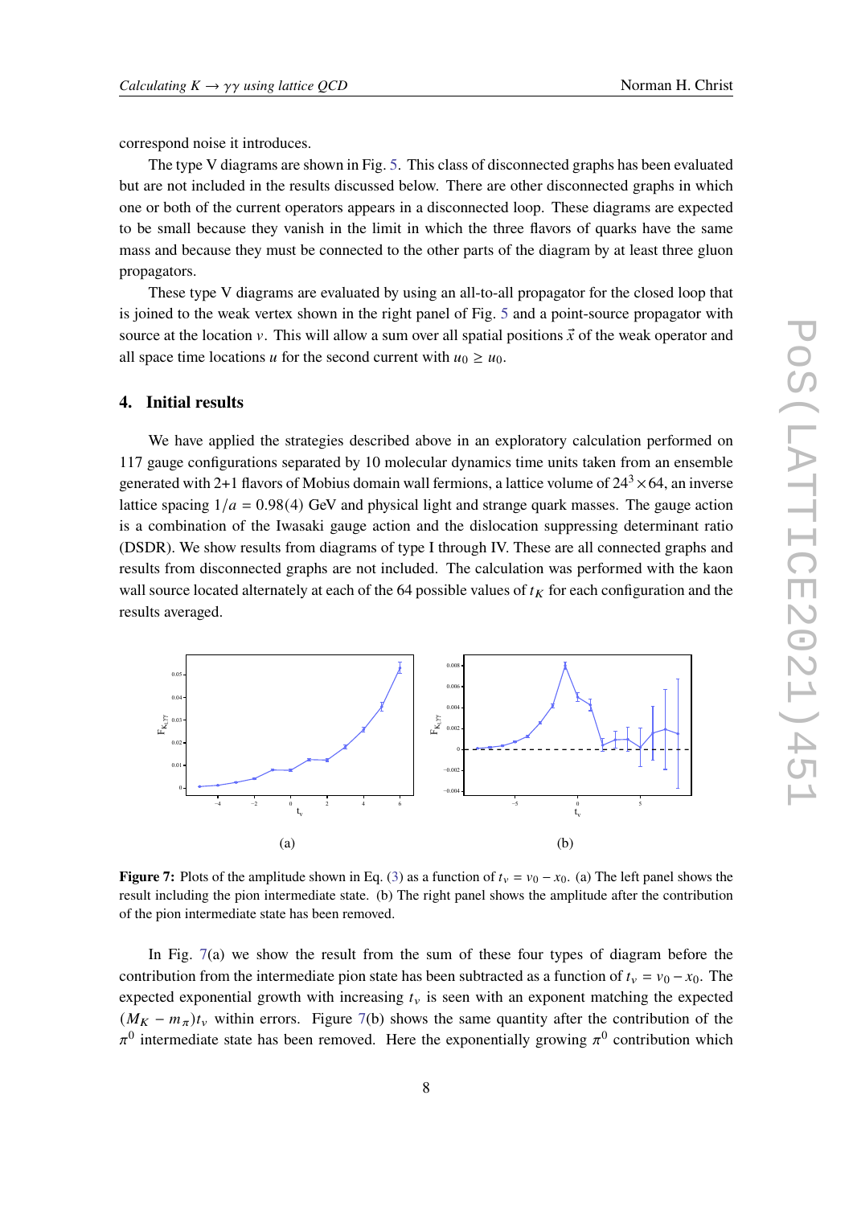correspond noise it introduces.

The type V diagrams are shown in Fig. 5. This class of disconnected graphs has been evaluated but are not included in the results discussed below. There are other disconnected graphs in which one or both of the current operators appears in a disconnected loop. These diagrams are expected to be small because they vanish in the limit in which the three flavors of quarks have the same mass and because they must be connected to the other parts of the diagram by at least three gluon propagators.

These type V diagrams are evaluated by using an all-to-all propagator for the closed loop that is joined to the weak vertex shown in the right panel of Fig. 5 and a point-source propagator with source at the location $v$. This will allow a sum over all spatial positions $\vec{x}$ of the weak operator and all space time locations $u$ for the second current with $u_0 \geq u_0$.

## 4. Initial results

We have applied the strategies described above in an exploratory calculation performed on 117 gauge configurations separated by 10 molecular dynamics time units taken from an ensemble generated with 2+1 flavors of Mobius domain wall fermions, a lattice volume of $24^3 \times 64$, an inverse lattice spacing $1/a = 0.98(4)$ GeV and physical light and strange quark masses. The gauge action is a combination of the Iwasaki gauge action and the dislocation suppressing determinant ratio (DSDR). We show results from diagrams of type I through IV. These are all connected graphs and results from disconnected graphs are not included. The calculation was performed with the kaon wall source located alternately at each of the 64 possible values of $t_K$ for each configuration and the results averaged.

(a)

(b)

**Figure 7:** Plots of the amplitude shown in Eq. (3) as a function of $t_v = v_0 - x_0$. (a) The left panel shows the result including the pion intermediate state. (b) The right panel shows the amplitude after the contribution of the pion intermediate state has been removed.

In Fig. 7(a) we show the result from the sum of these four types of diagram before the contribution from the intermediate pion state has been subtracted as a function of $t_v = v_0 - x_0$. The expected exponential growth with increasing $t_v$ is seen with an exponent matching the expected $(M_K - m_\pi)t_v$ within errors. Figure 7(b) shows the same quantity after the contribution of the $\pi^0$ intermediate state has been removed. Here the exponentially growing $\pi^0$ contribution which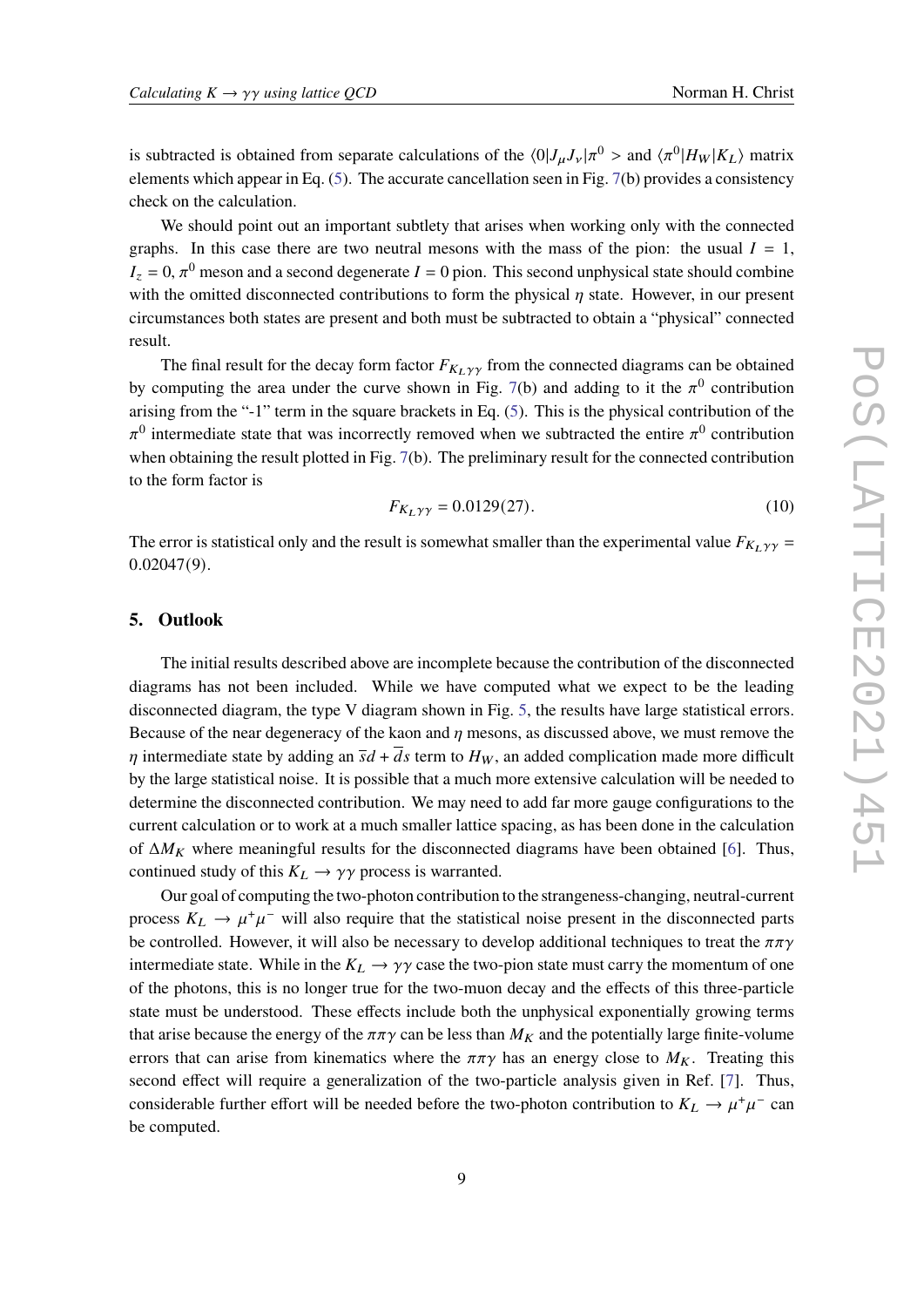is subtracted is obtained from separate calculations of the $\langle 0|J_\mu J_\nu|\pi^0>$ and $\langle \pi^0|H_W|K_L\rangle$ matrix elements which appear in Eq. (5). The accurate cancellation seen in Fig. 7(b) provides a consistency check on the calculation.

We should point out an important subtlety that arises when working only with the connected graphs. In this case there are two neutral mesons with the mass of the pion: the usual $I = 1$, $I_z = 0$, $\pi^0$ meson and a second degenerate $I = 0$ pion. This second unphysical state should combine with the omitted disconnected contributions to form the physical $\eta$ state. However, in our present circumstances both states are present and both must be subtracted to obtain a "physical" connected result.

The final result for the decay form factor $F_{K_L\gamma\gamma}$ from the connected diagrams can be obtained by computing the area under the curve shown in Fig. 7(b) and adding to it the $\pi^0$ contribution arising from the "-1" term in the square brackets in Eq. (5). This is the physical contribution of the $\pi^0$ intermediate state that was incorrectly removed when we subtracted the entire $\pi^0$ contribution when obtaining the result plotted in Fig. 7(b). The preliminary result for the connected contribution to the form factor is

$$F_{K_L\gamma\gamma} = 0.0129(27). \tag{10}$$

The error is statistical only and the result is somewhat smaller than the experimental value $F_{K_L\gamma\gamma} = 0.02047(9)$.

## 5. Outlook

The initial results described above are incomplete because the contribution of the disconnected diagrams has not been included. While we have computed what we expect to be the leading disconnected diagram, the type V diagram shown in Fig. 5, the results have large statistical errors. Because of the near degeneracy of the kaon and $\eta$ mesons, as discussed above, we must remove the $\eta$ intermediate state by adding an $\overline{s}d + \overline{d}s$ term to $H_W$, an added complication made more difficult by the large statistical noise. It is possible that a much more extensive calculation will be needed to determine the disconnected contribution. We may need to add far more gauge configurations to the current calculation or to work at a much smaller lattice spacing, as has been done in the calculation of $\Delta M_K$ where meaningful results for the disconnected diagrams have been obtained [6]. Thus, continued study of this $K_L \to \gamma\gamma$ process is warranted.

Our goal of computing the two-photon contribution to the strangeness-changing, neutral-current process $K_L \to \mu^+\mu^-$ will also require that the statistical noise present in the disconnected parts be controlled. However, it will also be necessary to develop additional techniques to treat the $\pi\pi\gamma$ intermediate state. While in the $K_L \to \gamma\gamma$ case the two-pion state must carry the momentum of one of the photons, this is no longer true for the two-muon decay and the effects of this three-particle state must be understood. These effects include both the unphysical exponentially growing terms that arise because the energy of the $\pi\pi\gamma$ can be less than $M_K$ and the potentially large finite-volume errors that can arise from kinematics where the $\pi\pi\gamma$ has an energy close to $M_K$. Treating this second effect will require a generalization of the two-particle analysis given in Ref. [7]. Thus, considerable further effort will be needed before the two-photon contribution to $K_L \to \mu^+\mu^-$ can be computed.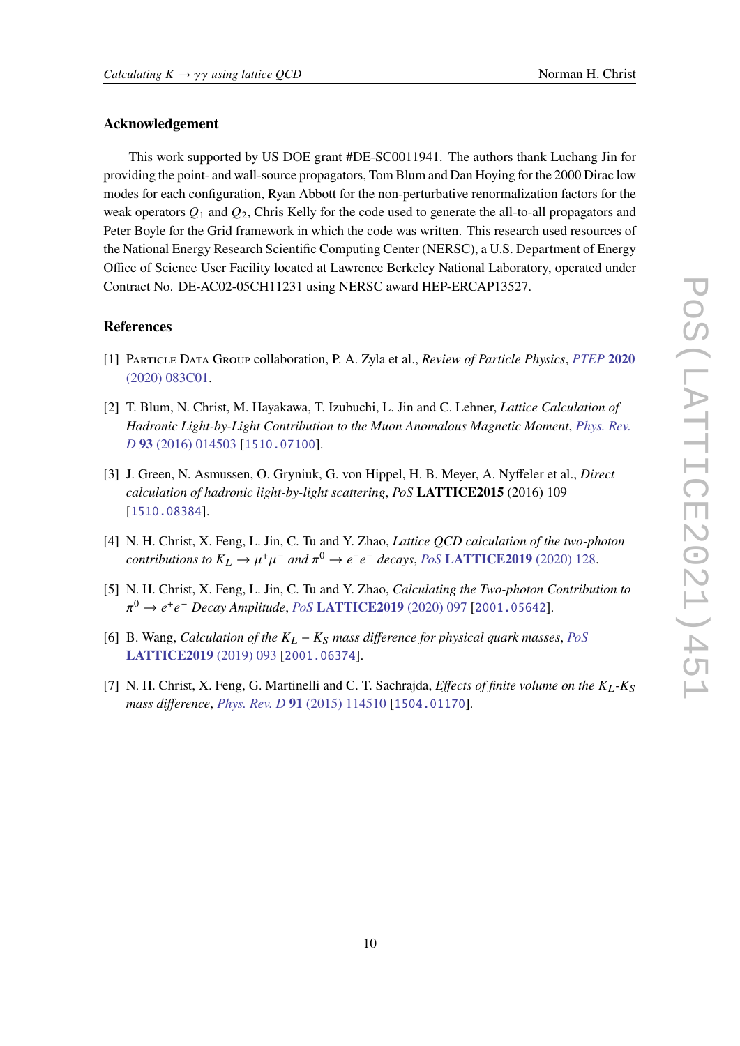## Acknowledgement

This work supported by US DOE grant #DE-SC0011941. The authors thank Luchang Jin for providing the point- and wall-source propagators, Tom Blum and Dan Hoying for the 2000 Dirac low modes for each configuration, Ryan Abbott for the non-perturbative renormalization factors for the weak operators $Q_1$ and $Q_2$, Chris Kelly for the code used to generate the all-to-all propagators and Peter Boyle for the Grid framework in which the code was written. This research used resources of the National Energy Research Scientific Computing Center (NERSC), a U.S. Department of Energy Office of Science User Facility located at Lawrence Berkeley National Laboratory, operated under Contract No. DE-AC02-05CH11231 using NERSC award HEP-ERCAP13527.

## References

[1] Particle Data Group collaboration, P. A. Zyla et al., *Review of Particle Physics*, *PTEP* **2020** (2020) 083C01.

[2] T. Blum, N. Christ, M. Hayakawa, T. Izubuchi, L. Jin and C. Lehner, *Lattice Calculation of Hadronic Light-by-Light Contribution to the Muon Anomalous Magnetic Moment*, *Phys. Rev. D* **93** (2016) 014503 [1510.07100].

[3] J. Green, N. Asmussen, O. Gryniuk, G. von Hippel, H. B. Meyer, A. Nyffeler et al., *Direct calculation of hadronic light-by-light scattering*, *PoS* **LATTICE2015** (2016) 109 [1510.08384].

[4] N. H. Christ, X. Feng, L. Jin, C. Tu and Y. Zhao, *Lattice QCD calculation of the two-photon contributions to $K_L \to \mu^+\mu^-$ and $\pi^0 \to e^+e^-$ decays*, *PoS* **LATTICE2019** (2020) 128.

[5] N. H. Christ, X. Feng, L. Jin, C. Tu and Y. Zhao, *Calculating the Two-photon Contribution to $\pi^0 \to e^+e^-$ Decay Amplitude*, *PoS* **LATTICE2019** (2020) 097 [2001.05642].

[6] B. Wang, *Calculation of the $K_L - K_S$ mass difference for physical quark masses*, *PoS* **LATTICE2019** (2019) 093 [2001.06374].

[7] N. H. Christ, X. Feng, G. Martinelli and C. T. Sachrajda, *Effects of finite volume on the $K_L$-$K_S$ mass difference*, *Phys. Rev. D* **91** (2015) 114510 [1504.01170].